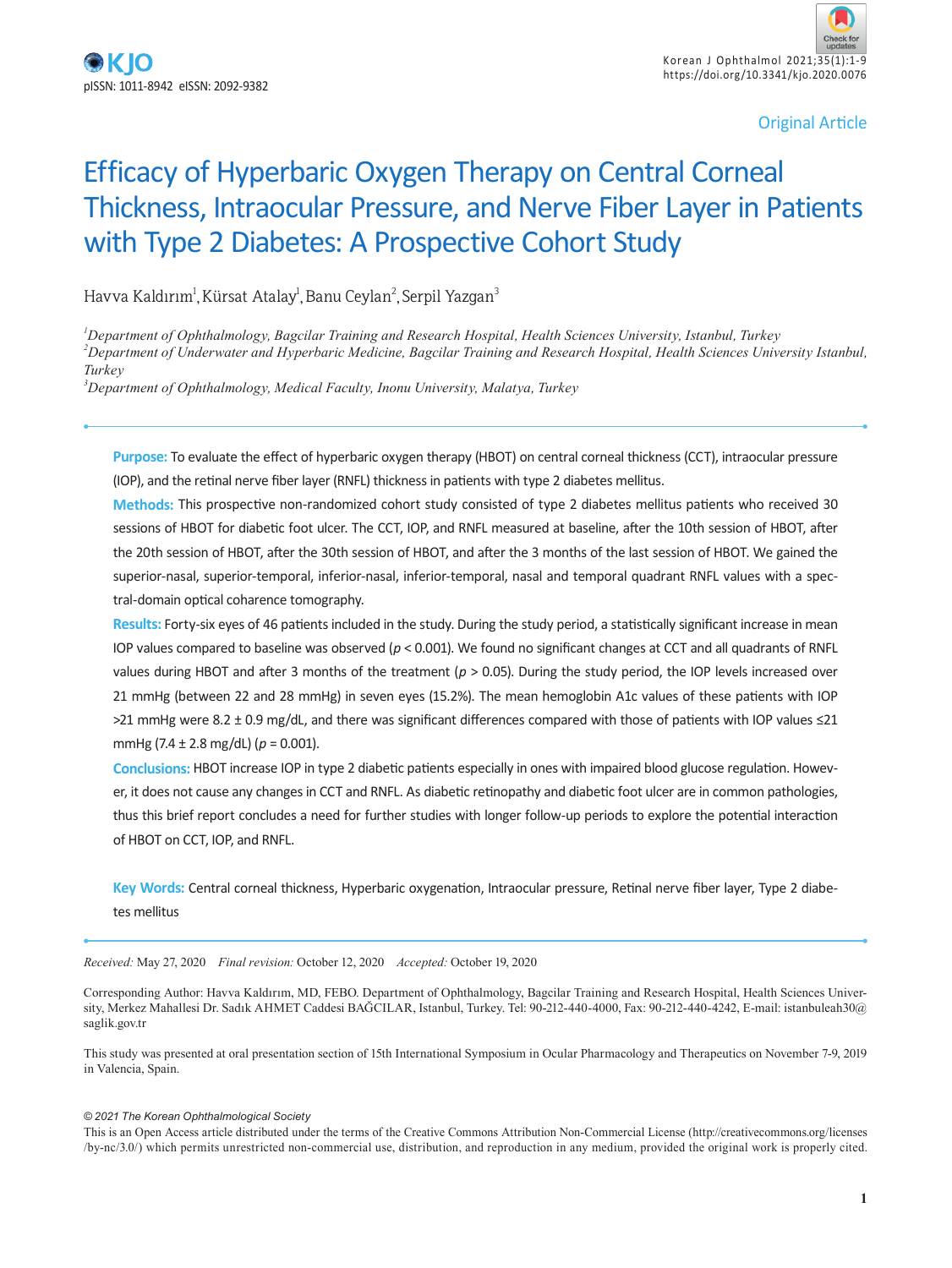Original Article

# Efficacy of Hyperbaric Oxygen Therapy on Central Corneal Thickness, Intraocular Pressure, and Nerve Fiber Layer in Patients with Type 2 Diabetes: A Prospective Cohort Study

Havva Kaldırım[1], Kürsat Atalay[1], Banu Ceylan[2], Serpil Yazgan[3]

[1]*Department of Ophthalmology, Bagcilar Training and Research Hospital, Health Sciences University, Istanbul, Turkey*
[2]*Department of Underwater and Hyperbaric Medicine, Bagcilar Training and Research Hospital, Health Sciences University Istanbul, Turkey*
[3]*Department of Ophthalmology, Medical Faculty, Inonu University, Malatya, Turkey*

**Purpose:** To evaluate the effect of hyperbaric oxygen therapy (HBOT) on central corneal thickness (CCT), intraocular pressure (IOP), and the retinal nerve fiber layer (RNFL) thickness in patients with type 2 diabetes mellitus.

**Methods:** This prospective non-randomized cohort study consisted of type 2 diabetes mellitus patients who received 30 sessions of HBOT for diabetic foot ulcer. The CCT, IOP, and RNFL measured at baseline, after the 10th session of HBOT, after the 20th session of HBOT, after the 30th session of HBOT, and after the 3 months of the last session of HBOT. We gained the superior-nasal, superior-temporal, inferior-nasal, inferior-temporal, nasal and temporal quadrant RNFL values with a spectral-domain optical coharence tomography.

**Results:** Forty-six eyes of 46 patients included in the study. During the study period, a statistically significant increase in mean IOP values compared to baseline was observed ($p < 0.001$). We found no significant changes at CCT and all quadrants of RNFL values during HBOT and after 3 months of the treatment ($p > 0.05$). During the study period, the IOP levels increased over 21 mmHg (between 22 and 28 mmHg) in seven eyes (15.2%). The mean hemoglobin A1c values of these patients with IOP >21 mmHg were 8.2 ± 0.9 mg/dL, and there was significant differences compared with those of patients with IOP values ≤21 mmHg (7.4 ± 2.8 mg/dL) ($p = 0.001$).

**Conclusions:** HBOT increase IOP in type 2 diabetic patients especially in ones with impaired blood glucose regulation. However, it does not cause any changes in CCT and RNFL. As diabetic retinopathy and diabetic foot ulcer are in common pathologies, thus this brief report concludes a need for further studies with longer follow-up periods to explore the potential interaction of HBOT on CCT, IOP, and RNFL.

**Key Words:** Central corneal thickness, Hyperbaric oxygenation, Intraocular pressure, Retinal nerve fiber layer, Type 2 diabetes mellitus

*Received:* May 27, 2020 *Final revision:* October 12, 2020 *Accepted:* October 19, 2020

Corresponding Author: Havva Kaldırım, MD, FEBO. Department of Ophthalmology, Bagcilar Training and Research Hospital, Health Sciences University, Merkez Mahallesi Dr. Sadık AHMET Caddesi BAĞCILAR, Istanbul, Turkey. Tel: 90-212-440-4000, Fax: 90-212-440-4242, E-mail: istanbuleah30@saglik.gov.tr

This study was presented at oral presentation section of 15th International Symposium in Ocular Pharmacology and Therapeutics on November 7-9, 2019 in Valencia, Spain.

*© 2021 The Korean Ophthalmological Society*
This is an Open Access article distributed under the terms of the Creative Commons Attribution Non-Commercial License (http://creativecommons.org/licenses/by-nc/3.0/) which permits unrestricted non-commercial use, distribution, and reproduction in any medium, provided the original work is properly cited.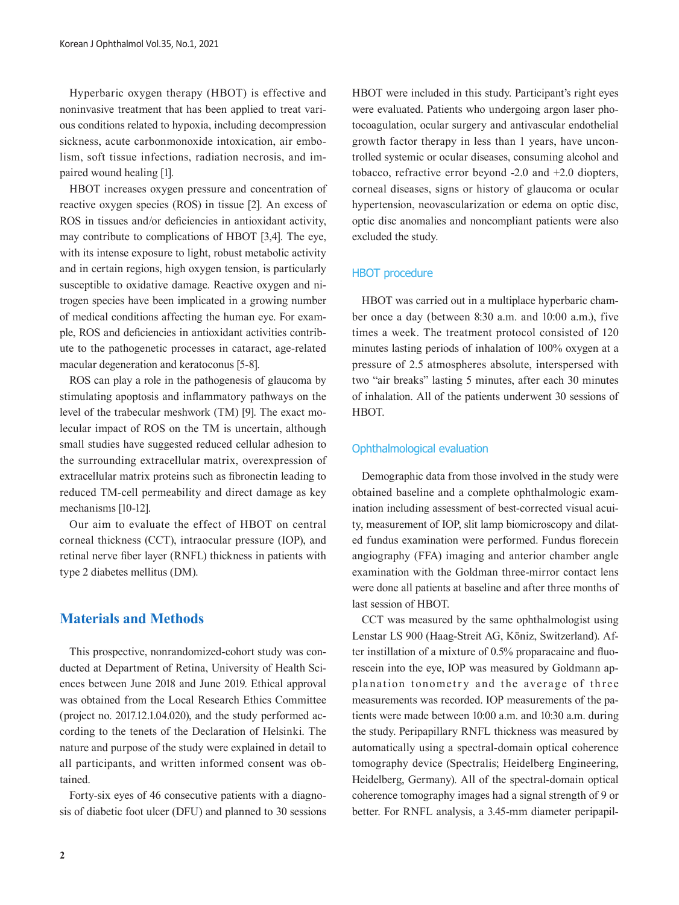Hyperbaric oxygen therapy (HBOT) is effective and noninvasive treatment that has been applied to treat various conditions related to hypoxia, including decompression sickness, acute carbonmonoxide intoxication, air embolism, soft tissue infections, radiation necrosis, and impaired wound healing [1].

HBOT increases oxygen pressure and concentration of reactive oxygen species (ROS) in tissue [2]. An excess of ROS in tissues and/or deficiencies in antioxidant activity, may contribute to complications of HBOT [3,4]. The eye, with its intense exposure to light, robust metabolic activity and in certain regions, high oxygen tension, is particularly susceptible to oxidative damage. Reactive oxygen and nitrogen species have been implicated in a growing number of medical conditions affecting the human eye. For example, ROS and deficiencies in antioxidant activities contribute to the pathogenetic processes in cataract, age-related macular degeneration and keratoconus [5-8].

ROS can play a role in the pathogenesis of glaucoma by stimulating apoptosis and inflammatory pathways on the level of the trabecular meshwork (TM) [9]. The exact molecular impact of ROS on the TM is uncertain, although small studies have suggested reduced cellular adhesion to the surrounding extracellular matrix, overexpression of extracellular matrix proteins such as fibronectin leading to reduced TM-cell permeability and direct damage as key mechanisms [10-12].

Our aim to evaluate the effect of HBOT on central corneal thickness (CCT), intraocular pressure (IOP), and retinal nerve fiber layer (RNFL) thickness in patients with type 2 diabetes mellitus (DM).

## Materials and Methods

This prospective, nonrandomized-cohort study was conducted at Department of Retina, University of Health Sciences between June 2018 and June 2019. Ethical approval was obtained from the Local Research Ethics Committee (project no. 2017.12.1.04.020), and the study performed according to the tenets of the Declaration of Helsinki. The nature and purpose of the study were explained in detail to all participants, and written informed consent was obtained.

Forty-six eyes of 46 consecutive patients with a diagnosis of diabetic foot ulcer (DFU) and planned to 30 sessions HBOT were included in this study. Participant's right eyes were evaluated. Patients who undergoing argon laser photocoagulation, ocular surgery and antivascular endothelial growth factor therapy in less than 1 years, have uncontrolled systemic or ocular diseases, consuming alcohol and tobacco, refractive error beyond -2.0 and +2.0 diopters, corneal diseases, signs or history of glaucoma or ocular hypertension, neovascularization or edema on optic disc, optic disc anomalies and noncompliant patients were also excluded the study.

### HBOT procedure

HBOT was carried out in a multiplace hyperbaric chamber once a day (between 8:30 a.m. and 10:00 a.m.), five times a week. The treatment protocol consisted of 120 minutes lasting periods of inhalation of 100% oxygen at a pressure of 2.5 atmospheres absolute, interspersed with two "air breaks" lasting 5 minutes, after each 30 minutes of inhalation. All of the patients underwent 30 sessions of HBOT.

### Ophthalmological evaluation

Demographic data from those involved in the study were obtained baseline and a complete ophthalmologic examination including assessment of best-corrected visual acuity, measurement of IOP, slit lamp biomicroscopy and dilated fundus examination were performed. Fundus florecein angiography (FFA) imaging and anterior chamber angle examination with the Goldman three-mirror contact lens were done all patients at baseline and after three months of last session of HBOT.

CCT was measured by the same ophthalmologist using Lenstar LS 900 (Haag-Streit AG, Köniz, Switzerland). After instillation of a mixture of 0.5% proparacaine and fluorescein into the eye, IOP was measured by Goldmann applanation tonometry and the average of three measurements was recorded. IOP measurements of the patients were made between 10:00 a.m. and 10:30 a.m. during the study. Peripapillary RNFL thickness was measured by automatically using a spectral-domain optical coherence tomography device (Spectralis; Heidelberg Engineering, Heidelberg, Germany). All of the spectral-domain optical coherence tomography images had a signal strength of 9 or better. For RNFL analysis, a 3.45-mm diameter peripapil-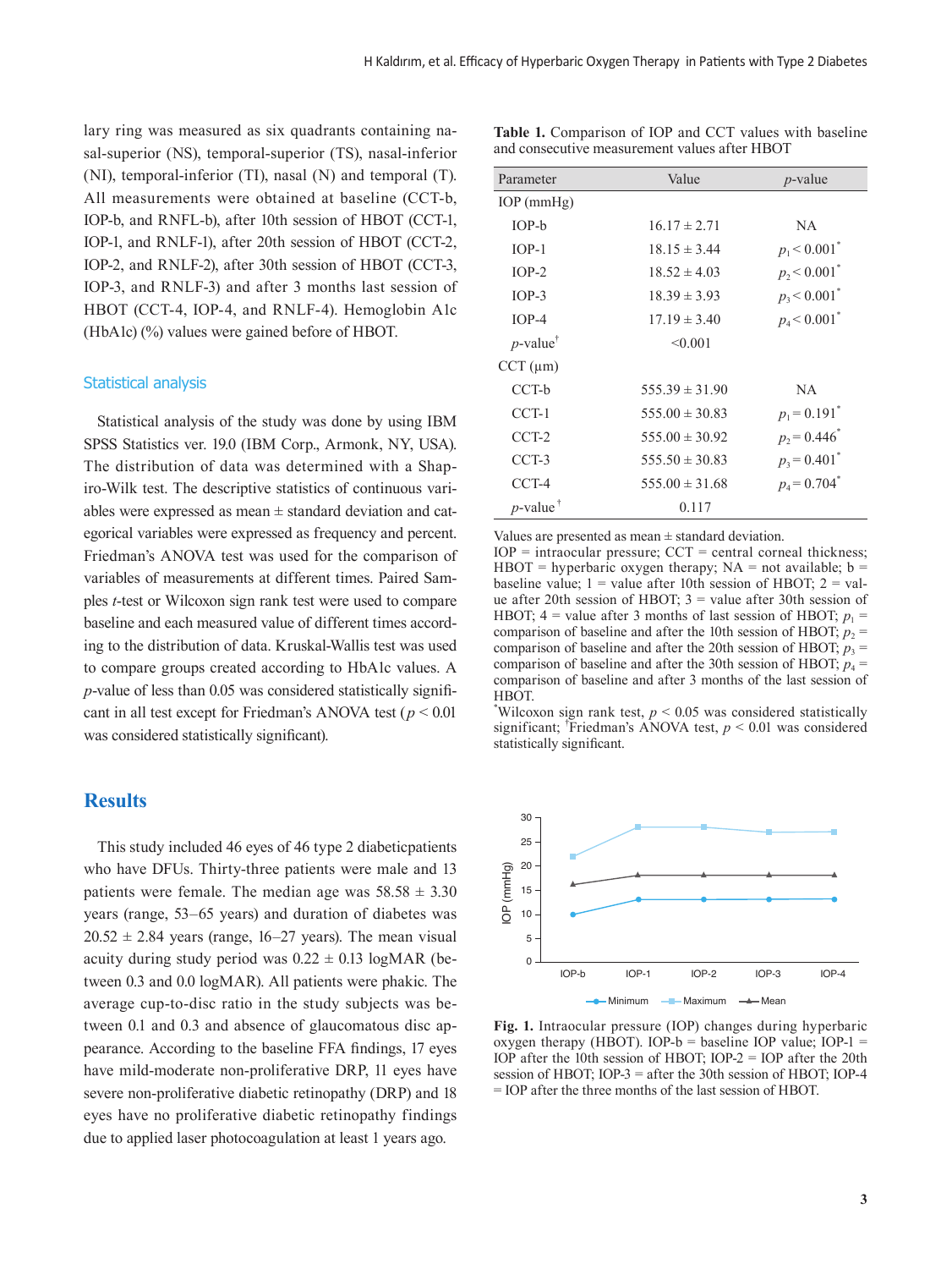lary ring was measured as six quadrants containing nasal-superior (NS), temporal-superior (TS), nasal-inferior (NI), temporal-inferior (TI), nasal (N) and temporal (T). All measurements were obtained at baseline (CCT-b, IOP-b, and RNFL-b), after 10th session of HBOT (CCT-1, IOP-1, and RNLF-1), after 20th session of HBOT (CCT-2, IOP-2, and RNLF-2), after 30th session of HBOT (CCT-3, IOP-3, and RNLF-3) and after 3 months last session of HBOT (CCT-4, IOP-4, and RNLF-4). Hemoglobin A1c (HbA1c) (%) values were gained before of HBOT.

### Statistical analysis

Statistical analysis of the study was done by using IBM SPSS Statistics ver. 19.0 (IBM Corp., Armonk, NY, USA). The distribution of data was determined with a Shapiro-Wilk test. The descriptive statistics of continuous variables were expressed as mean ± standard deviation and categorical variables were expressed as frequency and percent. Friedman's ANOVA test was used for the comparison of variables of measurements at different times. Paired Samples *t*-test or Wilcoxon sign rank test were used to compare baseline and each measured value of different times according to the distribution of data. Kruskal-Wallis test was used to compare groups created according to HbA1c values. A *p*-value of less than 0.05 was considered statistically significant in all test except for Friedman's ANOVA test ($p < 0.01$ was considered statistically significant).

## Results

This study included 46 eyes of 46 type 2 diabeticpatients who have DFUs. Thirty-three patients were male and 13 patients were female. The median age was 58.58 ± 3.30 years (range, 53–65 years) and duration of diabetes was 20.52 ± 2.84 years (range, 16–27 years). The mean visual acuity during study period was 0.22 ± 0.13 logMAR (between 0.3 and 0.0 logMAR). All patients were phakic. The average cup-to-disc ratio in the study subjects was between 0.1 and 0.3 and absence of glaucomatous disc appearance. According to the baseline FFA findings, 17 eyes have mild-moderate non-proliferative DRP, 11 eyes have severe non-proliferative diabetic retinopathy (DRP) and 18 eyes have no proliferative diabetic retinopathy findings due to applied laser photocoagulation at least 1 years ago.

**Table 1.** Comparison of IOP and CCT values with baseline and consecutive measurement values after HBOT

| Parameter | Value | *p*-value |
|---|---|---|
| IOP (mmHg) | | |
| IOP-b | 16.17 ± 2.71 | NA |
| IOP-1 | 18.15 ± 3.44 | $p_1 < 0.001^*$ |
| IOP-2 | 18.52 ± 4.03 | $p_2 < 0.001^*$ |
| IOP-3 | 18.39 ± 3.93 | $p_3 < 0.001^*$ |
| IOP-4 | 17.19 ± 3.40 | $p_4 < 0.001^*$ |
| *p*-value† | <0.001 | |
| CCT (μm) | | |
| CCT-b | 555.39 ± 31.90 | NA |
| CCT-1 | 555.00 ± 30.83 | $p_1 = 0.191^*$ |
| CCT-2 | 555.00 ± 30.92 | $p_2 = 0.446^*$ |
| CCT-3 | 555.50 ± 30.83 | $p_3 = 0.401^*$ |
| CCT-4 | 555.00 ± 31.68 | $p_4 = 0.704^*$ |
| *p*-value† | 0.117 | |

Values are presented as mean ± standard deviation.
IOP = intraocular pressure; CCT = central corneal thickness; HBOT = hyperbaric oxygen therapy; NA = not available; b = baseline value; 1 = value after 10th session of HBOT; 2 = value after 20th session of HBOT; 3 = value after 30th session of HBOT; 4 = value after 3 months of last session of HBOT; $p_1$ = comparison of baseline and after the 10th session of HBOT; $p_2$ = comparison of baseline and after the 20th session of HBOT; $p_3$ = comparison of baseline and after the 30th session of HBOT; $p_4$ = comparison of baseline and after 3 months of the last session of HBOT.
*Wilcoxon sign rank test, $p < 0.05$ was considered statistically significant; †Friedman's ANOVA test, $p < 0.01$ was considered statistically significant.

**Fig. 1.** Intraocular pressure (IOP) changes during hyperbaric oxygen therapy (HBOT). IOP-b = baseline IOP value; IOP-1 = IOP after the 10th session of HBOT; IOP-2 = IOP after the 20th session of HBOT; IOP-3 = after the 30th session of HBOT; IOP-4 = IOP after the three months of the last session of HBOT.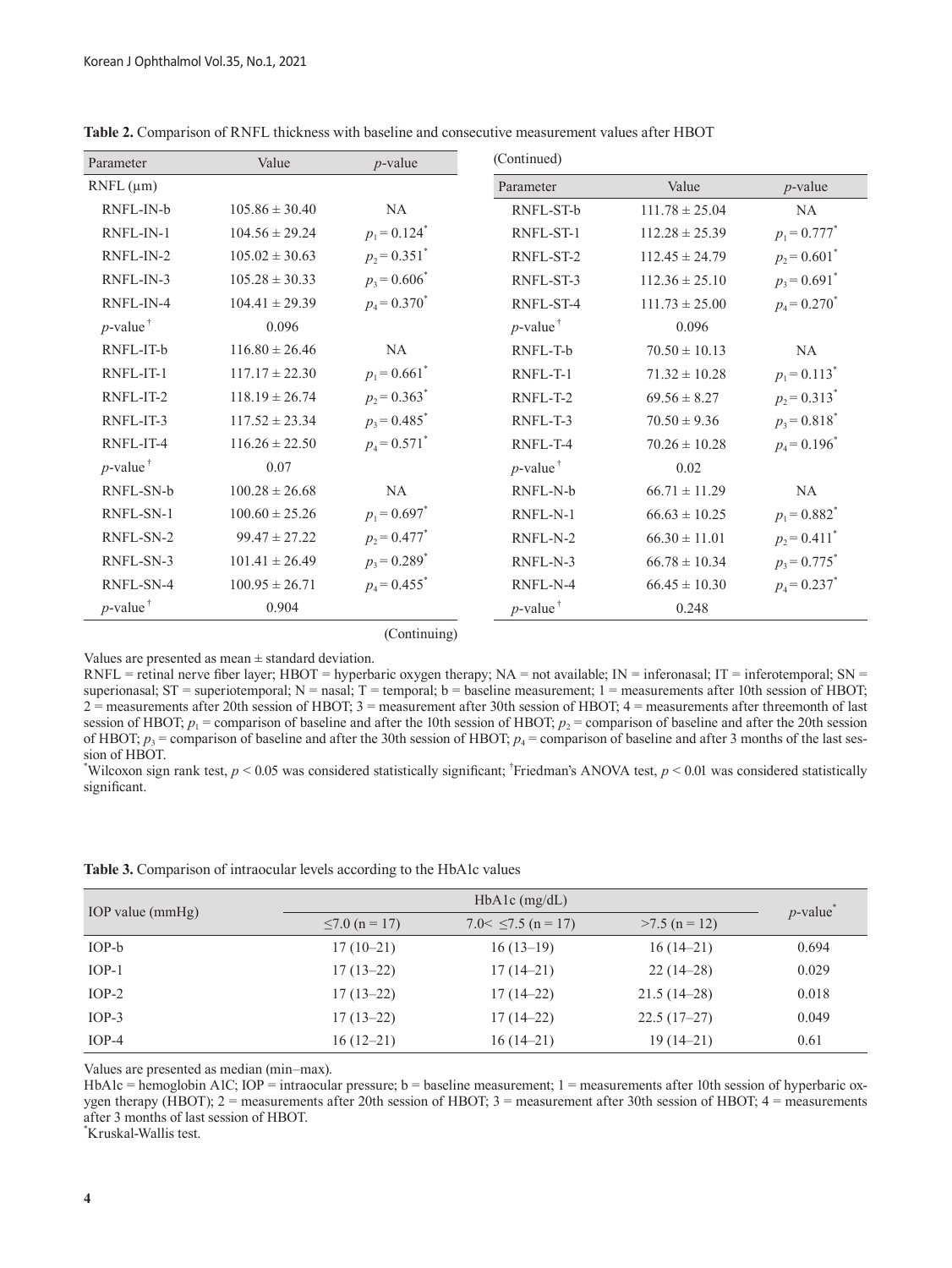**Table 2.** Comparison of RNFL thickness with baseline and consecutive measurement values after HBOT

| Parameter | Value | $p$-value |
|---|---|---|
| RNFL (μm) | | |
| RNFL-IN-b | 105.86 ± 30.40 | NA |
| RNFL-IN-1 | 104.56 ± 29.24 | $p_1 = 0.124^*$ |
| RNFL-IN-2 | 105.02 ± 30.63 | $p_2 = 0.351^*$ |
| RNFL-IN-3 | 105.28 ± 30.33 | $p_3 = 0.606^*$ |
| RNFL-IN-4 | 104.41 ± 29.39 | $p_4 = 0.370^*$ |
| $p$-value$^†$ | 0.096 | |
| RNFL-IT-b | 116.80 ± 26.46 | NA |
| RNFL-IT-1 | 117.17 ± 22.30 | $p_1 = 0.661^*$ |
| RNFL-IT-2 | 118.19 ± 26.74 | $p_2 = 0.363^*$ |
| RNFL-IT-3 | 117.52 ± 23.34 | $p_3 = 0.485^*$ |
| RNFL-IT-4 | 116.26 ± 22.50 | $p_4 = 0.571^*$ |
| $p$-value$^†$ | 0.07 | |
| RNFL-SN-b | 100.28 ± 26.68 | NA |
| RNFL-SN-1 | 100.60 ± 25.26 | $p_1 = 0.697^*$ |
| RNFL-SN-2 | 99.47 ± 27.22 | $p_2 = 0.477^*$ |
| RNFL-SN-3 | 101.41 ± 26.49 | $p_3 = 0.289^*$ |
| RNFL-SN-4 | 100.95 ± 26.71 | $p_4 = 0.455^*$ |
| $p$-value$^†$ | 0.904 | |
| RNFL-ST-b | 111.78 ± 25.04 | NA |
| RNFL-ST-1 | 112.28 ± 25.39 | $p_1 = 0.777^*$ |
| RNFL-ST-2 | 112.45 ± 24.79 | $p_2 = 0.601^*$ |
| RNFL-ST-3 | 112.36 ± 25.10 | $p_3 = 0.691^*$ |
| RNFL-ST-4 | 111.73 ± 25.00 | $p_4 = 0.270^*$ |
| $p$-value$^†$ | 0.096 | |
| RNFL-T-b | 70.50 ± 10.13 | NA |
| RNFL-T-1 | 71.32 ± 10.28 | $p_1 = 0.113^*$ |
| RNFL-T-2 | 69.56 ± 8.27 | $p_2 = 0.313^*$ |
| RNFL-T-3 | 70.50 ± 9.36 | $p_3 = 0.818^*$ |
| RNFL-T-4 | 70.26 ± 10.28 | $p_4 = 0.196^*$ |
| $p$-value$^†$ | 0.02 | |
| RNFL-N-b | 66.71 ± 11.29 | NA |
| RNFL-N-1 | 66.63 ± 10.25 | $p_1 = 0.882^*$ |
| RNFL-N-2 | 66.30 ± 11.01 | $p_2 = 0.411^*$ |
| RNFL-N-3 | 66.78 ± 10.34 | $p_3 = 0.775^*$ |
| RNFL-N-4 | 66.45 ± 10.30 | $p_4 = 0.237^*$ |
| $p$-value$^†$ | 0.248 | |

Values are presented as mean ± standard deviation.

RNFL = retinal nerve fiber layer; HBOT = hyperbaric oxygen therapy; NA = not available; IN = inferonasal; IT = inferotemporal; SN = superionasal; ST = superiotemporal; N = nasal; T = temporal; b = baseline measurement; 1 = measurements after 10th session of HBOT; 2 = measurements after 20th session of HBOT; 3 = measurement after 30th session of HBOT; 4 = measurements after threemonth of last session of HBOT; $p_1$ = comparison of baseline and after the 10th session of HBOT; $p_2$ = comparison of baseline and after the 20th session of HBOT; $p_3$ = comparison of baseline and after the 30th session of HBOT; $p_4$ = comparison of baseline and after 3 months of the last session of HBOT.

*Wilcoxon sign rank test, $p < 0.05$ was considered statistically significant; †Friedman's ANOVA test, $p < 0.01$ was considered statistically significant.

**Table 3.** Comparison of intraocular levels according to the HbA1c values

| IOP value (mmHg) | HbA1c (mg/dL) | | | $p$-value* |
|---|---|---|---|---|
| | ≤7.0 (n = 17) | 7.0< ≤7.5 (n = 17) | >7.5 (n = 12) | |
| IOP-b | 17 (10–21) | 16 (13–19) | 16 (14–21) | 0.694 |
| IOP-1 | 17 (13–22) | 17 (14–21) | 22 (14–28) | 0.029 |
| IOP-2 | 17 (13–22) | 17 (14–22) | 21.5 (14–28) | 0.018 |
| IOP-3 | 17 (13–22) | 17 (14–22) | 22.5 (17–27) | 0.049 |
| IOP-4 | 16 (12–21) | 16 (14–21) | 19 (14–21) | 0.61 |

Values are presented as median (min–max).

HbA1c = hemoglobin A1C; IOP = intraocular pressure; b = baseline measurement; 1 = measurements after 10th session of hyperbaric oxygen therapy (HBOT); 2 = measurements after 20th session of HBOT; 3 = measurement after 30th session of HBOT; 4 = measurements after 3 months of last session of HBOT.

*Kruskal-Wallis test.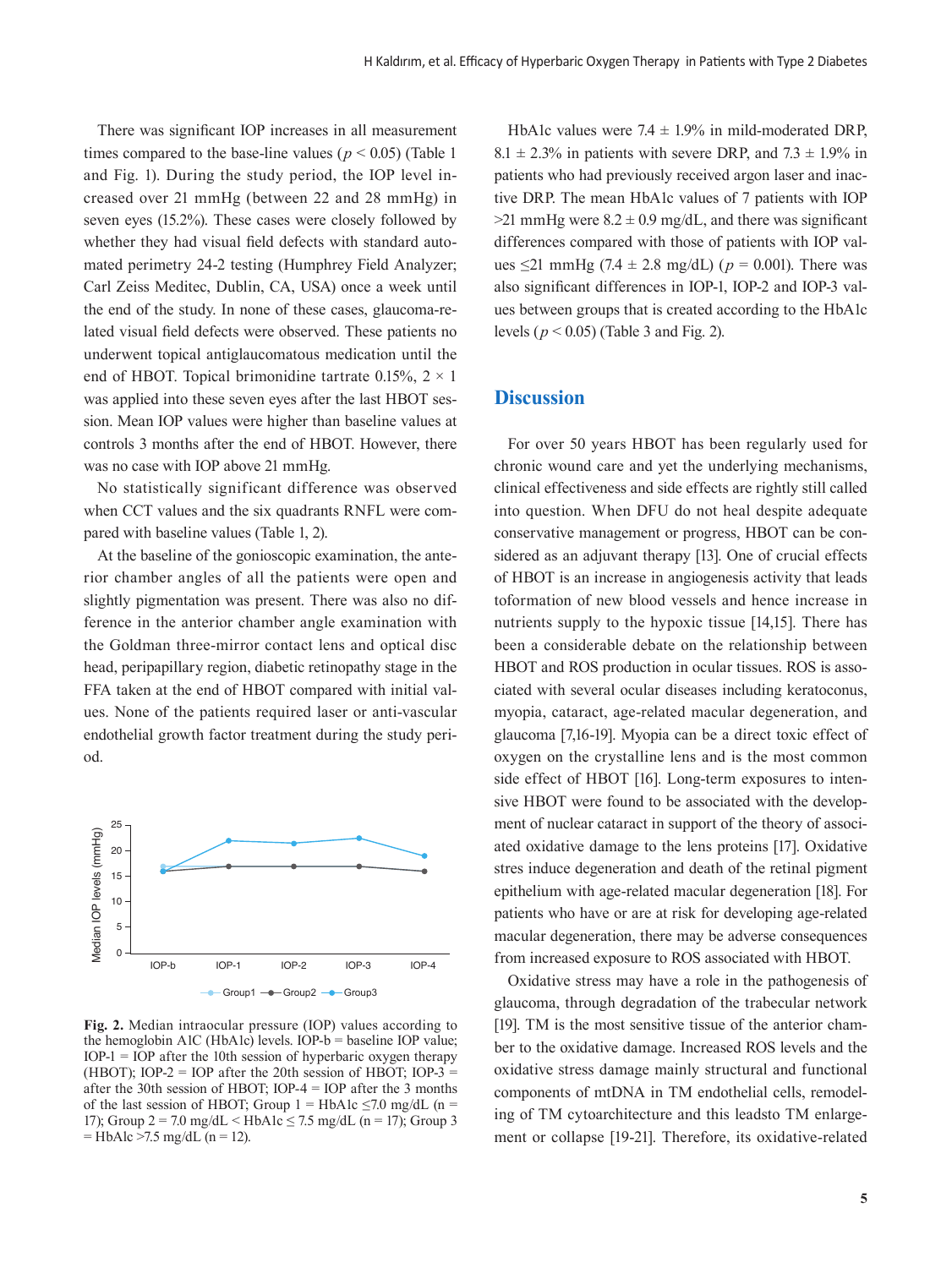There was significant IOP increases in all measurement times compared to the base-line values ($p < 0.05$) (Table 1 and Fig. 1). During the study period, the IOP level increased over 21 mmHg (between 22 and 28 mmHg) in seven eyes (15.2%). These cases were closely followed by whether they had visual field defects with standard automated perimetry 24-2 testing (Humphrey Field Analyzer; Carl Zeiss Meditec, Dublin, CA, USA) once a week until the end of the study. In none of these cases, glaucoma-related visual field defects were observed. These patients no underwent topical antiglaucomatous medication until the end of HBOT. Topical brimonidine tartrate 0.15%, 2 × 1 was applied into these seven eyes after the last HBOT session. Mean IOP values were higher than baseline values at controls 3 months after the end of HBOT. However, there was no case with IOP above 21 mmHg.

No statistically significant difference was observed when CCT values and the six quadrants RNFL were compared with baseline values (Table 1, 2).

At the baseline of the gonioscopic examination, the anterior chamber angles of all the patients were open and slightly pigmentation was present. There was also no difference in the anterior chamber angle examination with the Goldman three-mirror contact lens and optical disc head, peripapillary region, diabetic retinopathy stage in the FFA taken at the end of HBOT compared with initial values. None of the patients required laser or anti-vascular endothelial growth factor treatment during the study period.

**Fig. 2.** Median intraocular pressure (IOP) values according to the hemoglobin A1C (HbA1c) levels. IOP-b = baseline IOP value; IOP-1 = IOP after the 10th session of hyperbaric oxygen therapy (HBOT); IOP-2 = IOP after the 20th session of HBOT; IOP-3 = after the 30th session of HBOT; IOP-4 = IOP after the 3 months of the last session of HBOT; Group 1 = HbA1c ≤7.0 mg/dL (n = 17); Group 2 = 7.0 mg/dL < HbA1c ≤ 7.5 mg/dL (n = 17); Group 3 = HbAlc >7.5 mg/dL (n = 12).

HbA1c values were 7.4 ± 1.9% in mild-moderated DRP, 8.1 ± 2.3% in patients with severe DRP, and 7.3 ± 1.9% in patients who had previously received argon laser and inactive DRP. The mean HbA1c values of 7 patients with IOP >21 mmHg were 8.2 ± 0.9 mg/dL, and there was significant differences compared with those of patients with IOP values ≤21 mmHg (7.4 ± 2.8 mg/dL) ($p = 0.001$). There was also significant differences in IOP-1, IOP-2 and IOP-3 values between groups that is created according to the HbA1c levels ($p < 0.05$) (Table 3 and Fig. 2).

## Discussion

For over 50 years HBOT has been regularly used for chronic wound care and yet the underlying mechanisms, clinical effectiveness and side effects are rightly still called into question. When DFU do not heal despite adequate conservative management or progress, HBOT can be considered as an adjuvant therapy [13]. One of crucial effects of HBOT is an increase in angiogenesis activity that leads toformation of new blood vessels and hence increase in nutrients supply to the hypoxic tissue [14,15]. There has been a considerable debate on the relationship between HBOT and ROS production in ocular tissues. ROS is associated with several ocular diseases including keratoconus, myopia, cataract, age-related macular degeneration, and glaucoma [7,16-19]. Myopia can be a direct toxic effect of oxygen on the crystalline lens and is the most common side effect of HBOT [16]. Long-term exposures to intensive HBOT were found to be associated with the development of nuclear cataract in support of the theory of associated oxidative damage to the lens proteins [17]. Oxidative stres induce degeneration and death of the retinal pigment epithelium with age-related macular degeneration [18]. For patients who have or are at risk for developing age-related macular degeneration, there may be adverse consequences from increased exposure to ROS associated with HBOT.

Oxidative stress may have a role in the pathogenesis of glaucoma, through degradation of the trabecular network [19]. TM is the most sensitive tissue of the anterior chamber to the oxidative damage. Increased ROS levels and the oxidative stress damage mainly structural and functional components of mtDNA in TM endothelial cells, remodeling of TM cytoarchitecture and this leadsto TM enlargement or collapse [19-21]. Therefore, its oxidative-related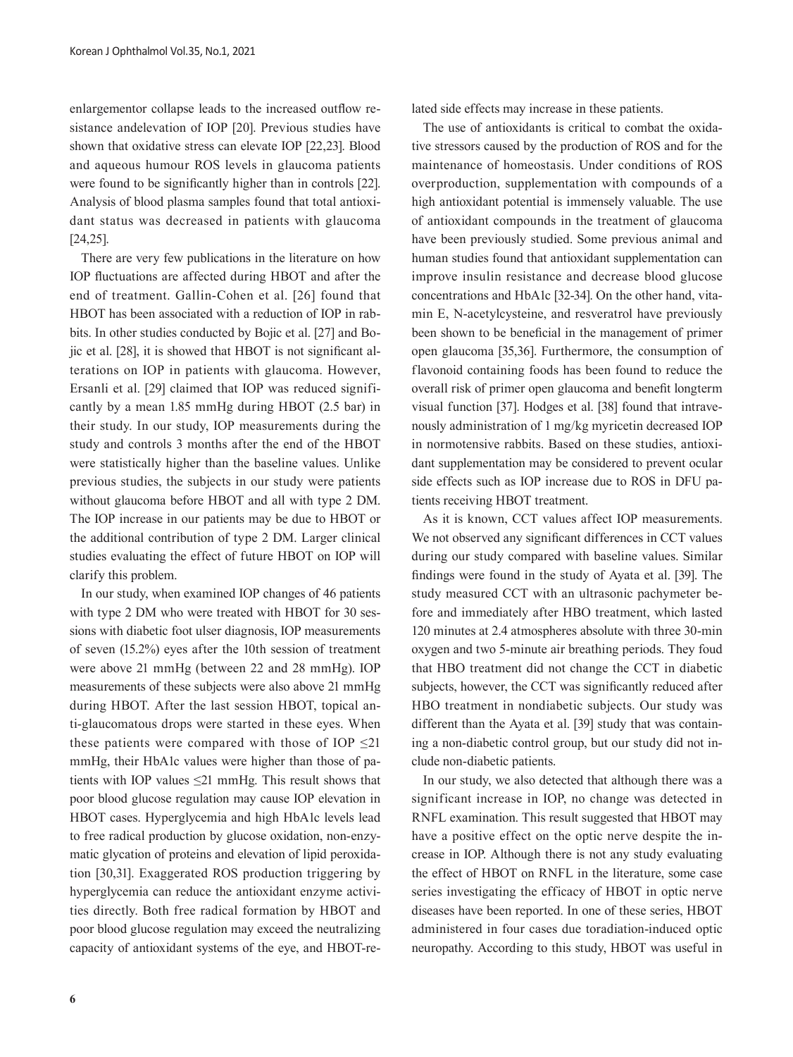enlargementor collapse leads to the increased outflow resistance andelevation of IOP [20]. Previous studies have shown that oxidative stress can elevate IOP [22,23]. Blood and aqueous humour ROS levels in glaucoma patients were found to be significantly higher than in controls [22]. Analysis of blood plasma samples found that total antioxidant status was decreased in patients with glaucoma [24,25].

There are very few publications in the literature on how IOP fluctuations are affected during HBOT and after the end of treatment. Gallin-Cohen et al. [26] found that HBOT has been associated with a reduction of IOP in rabbits. In other studies conducted by Bojic et al. [27] and Bojic et al. [28], it is showed that HBOT is not significant alterations on IOP in patients with glaucoma. However, Ersanli et al. [29] claimed that IOP was reduced significantly by a mean 1.85 mmHg during HBOT (2.5 bar) in their study. In our study, IOP measurements during the study and controls 3 months after the end of the HBOT were statistically higher than the baseline values. Unlike previous studies, the subjects in our study were patients without glaucoma before HBOT and all with type 2 DM. The IOP increase in our patients may be due to HBOT or the additional contribution of type 2 DM. Larger clinical studies evaluating the effect of future HBOT on IOP will clarify this problem.

In our study, when examined IOP changes of 46 patients with type 2 DM who were treated with HBOT for 30 sessions with diabetic foot ulser diagnosis, IOP measurements of seven (15.2%) eyes after the 10th session of treatment were above 21 mmHg (between 22 and 28 mmHg). IOP measurements of these subjects were also above 21 mmHg during HBOT. After the last session HBOT, topical anti-glaucomatous drops were started in these eyes. When these patients were compared with those of IOP $\leq$21 mmHg, their HbA1c values were higher than those of patients with IOP values $\leq$21 mmHg. This result shows that poor blood glucose regulation may cause IOP elevation in HBOT cases. Hyperglycemia and high HbA1c levels lead to free radical production by glucose oxidation, non-enzymatic glycation of proteins and elevation of lipid peroxidation [30,31]. Exaggerated ROS production triggering by hyperglycemia can reduce the antioxidant enzyme activities directly. Both free radical formation by HBOT and poor blood glucose regulation may exceed the neutralizing capacity of antioxidant systems of the eye, and HBOT-related side effects may increase in these patients.

The use of antioxidants is critical to combat the oxidative stressors caused by the production of ROS and for the maintenance of homeostasis. Under conditions of ROS overproduction, supplementation with compounds of a high antioxidant potential is immensely valuable. The use of antioxidant compounds in the treatment of glaucoma have been previously studied. Some previous animal and human studies found that antioxidant supplementation can improve insulin resistance and decrease blood glucose concentrations and HbA1c [32-34]. On the other hand, vitamin E, N-acetylcysteine, and resveratrol have previously been shown to be beneficial in the management of primer open glaucoma [35,36]. Furthermore, the consumption of flavonoid containing foods has been found to reduce the overall risk of primer open glaucoma and benefit longterm visual function [37]. Hodges et al. [38] found that intravenously administration of 1 mg/kg myricetin decreased IOP in normotensive rabbits. Based on these studies, antioxidant supplementation may be considered to prevent ocular side effects such as IOP increase due to ROS in DFU patients receiving HBOT treatment.

As it is known, CCT values affect IOP measurements. We not observed any significant differences in CCT values during our study compared with baseline values. Similar findings were found in the study of Ayata et al. [39]. The study measured CCT with an ultrasonic pachymeter before and immediately after HBO treatment, which lasted 120 minutes at 2.4 atmospheres absolute with three 30-min oxygen and two 5-minute air breathing periods. They foud that HBO treatment did not change the CCT in diabetic subjects, however, the CCT was significantly reduced after HBO treatment in nondiabetic subjects. Our study was different than the Ayata et al. [39] study that was containing a non-diabetic control group, but our study did not include non-diabetic patients.

In our study, we also detected that although there was a significant increase in IOP, no change was detected in RNFL examination. This result suggested that HBOT may have a positive effect on the optic nerve despite the increase in IOP. Although there is not any study evaluating the effect of HBOT on RNFL in the literature, some case series investigating the efficacy of HBOT in optic nerve diseases have been reported. In one of these series, HBOT administered in four cases due toradiation-induced optic neuropathy. According to this study, HBOT was useful in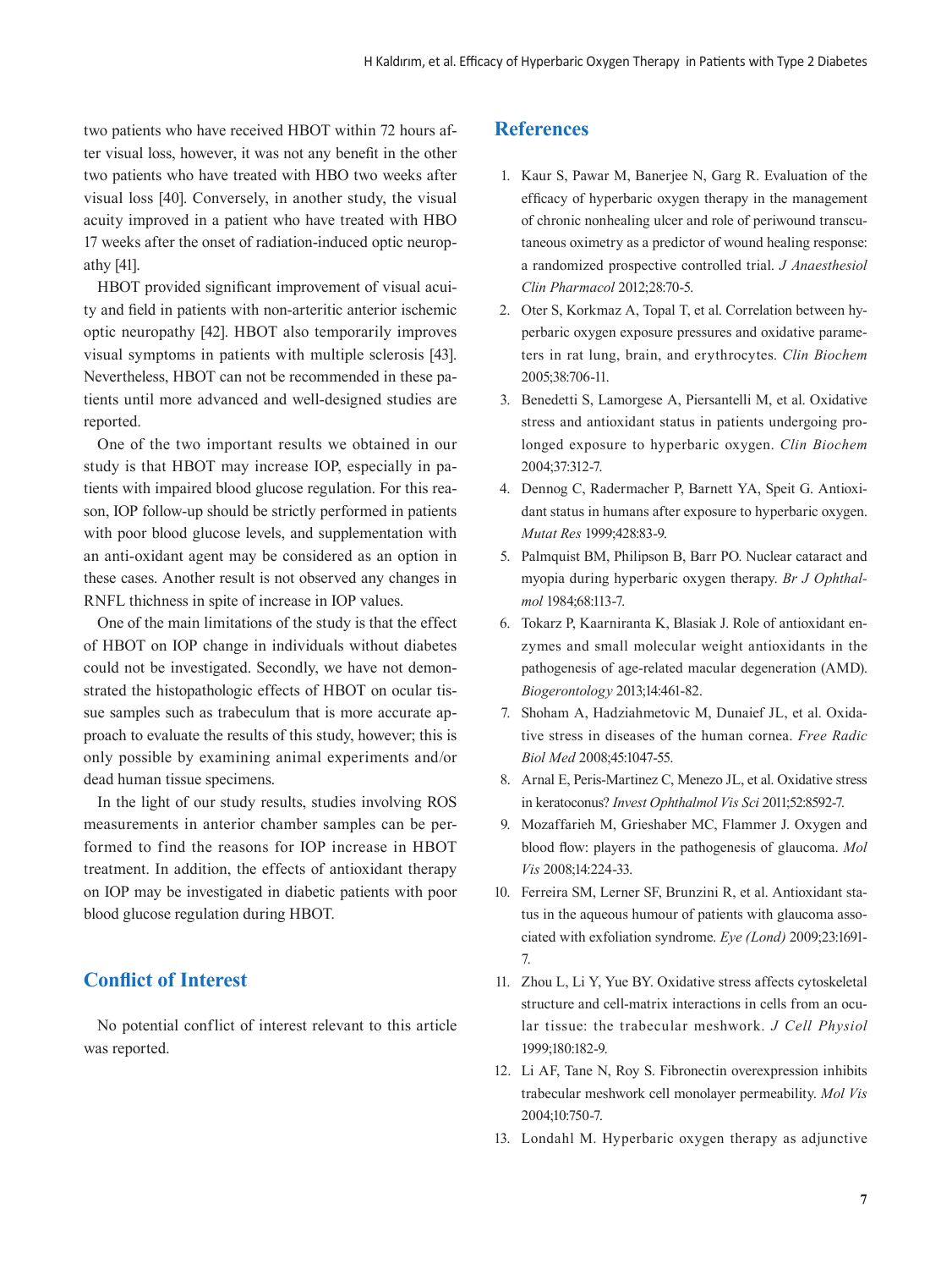two patients who have received HBOT within 72 hours after visual loss, however, it was not any benefit in the other two patients who have treated with HBO two weeks after visual loss [40]. Conversely, in another study, the visual acuity improved in a patient who have treated with HBO 17 weeks after the onset of radiation-induced optic neuropathy [41].

HBOT provided significant improvement of visual acuity and field in patients with non-arteritic anterior ischemic optic neuropathy [42]. HBOT also temporarily improves visual symptoms in patients with multiple sclerosis [43]. Nevertheless, HBOT can not be recommended in these patients until more advanced and well-designed studies are reported.

One of the two important results we obtained in our study is that HBOT may increase IOP, especially in patients with impaired blood glucose regulation. For this reason, IOP follow-up should be strictly performed in patients with poor blood glucose levels, and supplementation with an anti-oxidant agent may be considered as an option in these cases. Another result is not observed any changes in RNFL thichness in spite of increase in IOP values.

One of the main limitations of the study is that the effect of HBOT on IOP change in individuals without diabetes could not be investigated. Secondly, we have not demonstrated the histopathologic effects of HBOT on ocular tissue samples such as trabeculum that is more accurate approach to evaluate the results of this study, however; this is only possible by examining animal experiments and/or dead human tissue specimens.

In the light of our study results, studies involving ROS measurements in anterior chamber samples can be performed to find the reasons for IOP increase in HBOT treatment. In addition, the effects of antioxidant therapy on IOP may be investigated in diabetic patients with poor blood glucose regulation during HBOT.

## Conflict of Interest

No potential conflict of interest relevant to this article was reported.

## References

1. Kaur S, Pawar M, Banerjee N, Garg R. Evaluation of the efficacy of hyperbaric oxygen therapy in the management of chronic nonhealing ulcer and role of periwound transcutaneous oximetry as a predictor of wound healing response: a randomized prospective controlled trial. *J Anaesthesiol Clin Pharmacol* 2012;28:70-5.
2. Oter S, Korkmaz A, Topal T, et al. Correlation between hyperbaric oxygen exposure pressures and oxidative parameters in rat lung, brain, and erythrocytes. *Clin Biochem* 2005;38:706-11.
3. Benedetti S, Lamorgese A, Piersantelli M, et al. Oxidative stress and antioxidant status in patients undergoing prolonged exposure to hyperbaric oxygen. *Clin Biochem* 2004;37:312-7.
4. Dennog C, Radermacher P, Barnett YA, Speit G. Antioxidant status in humans after exposure to hyperbaric oxygen. *Mutat Res* 1999;428:83-9.
5. Palmquist BM, Philipson B, Barr PO. Nuclear cataract and myopia during hyperbaric oxygen therapy. *Br J Ophthalmol* 1984;68:113-7.
6. Tokarz P, Kaarniranta K, Blasiak J. Role of antioxidant enzymes and small molecular weight antioxidants in the pathogenesis of age-related macular degeneration (AMD). *Biogerontology* 2013;14:461-82.
7. Shoham A, Hadziahmetovic M, Dunaief JL, et al. Oxidative stress in diseases of the human cornea. *Free Radic Biol Med* 2008;45:1047-55.
8. Arnal E, Peris-Martinez C, Menezo JL, et al. Oxidative stress in keratoconus? *Invest Ophthalmol Vis Sci* 2011;52:8592-7.
9. Mozaffarieh M, Grieshaber MC, Flammer J. Oxygen and blood flow: players in the pathogenesis of glaucoma. *Mol Vis* 2008;14:224-33.
10. Ferreira SM, Lerner SF, Brunzini R, et al. Antioxidant status in the aqueous humour of patients with glaucoma associated with exfoliation syndrome. *Eye (Lond)* 2009;23:1691-7.
11. Zhou L, Li Y, Yue BY. Oxidative stress affects cytoskeletal structure and cell-matrix interactions in cells from an ocular tissue: the trabecular meshwork. *J Cell Physiol* 1999;180:182-9.
12. Li AF, Tane N, Roy S. Fibronectin overexpression inhibits trabecular meshwork cell monolayer permeability. *Mol Vis* 2004;10:750-7.
13. Londahl M. Hyperbaric oxygen therapy as adjunctive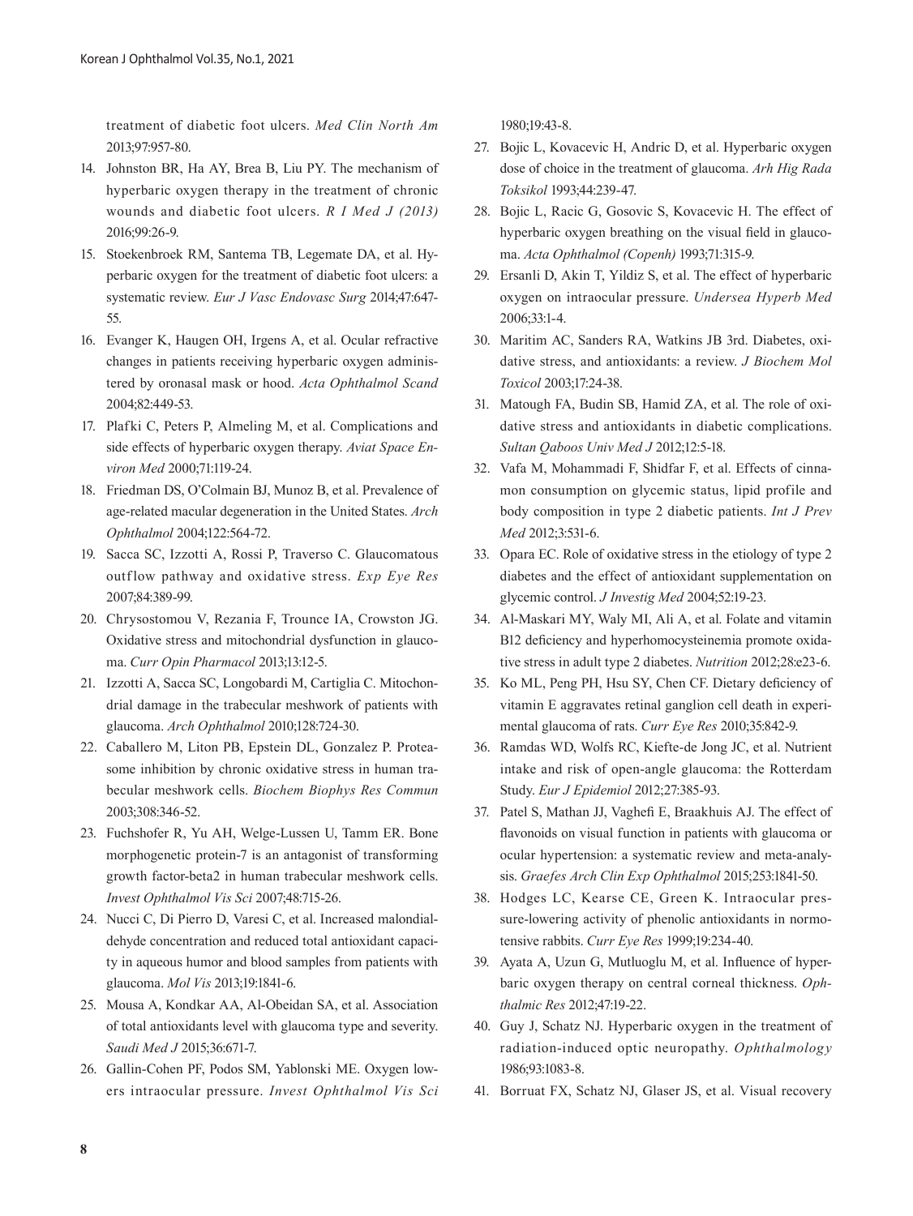treatment of diabetic foot ulcers. *Med Clin North Am* 2013;97:957-80.

14. Johnston BR, Ha AY, Brea B, Liu PY. The mechanism of hyperbaric oxygen therapy in the treatment of chronic wounds and diabetic foot ulcers. *R I Med J (2013)* 2016;99:26-9.
15. Stoekenbroek RM, Santema TB, Legemate DA, et al. Hyperbaric oxygen for the treatment of diabetic foot ulcers: a systematic review. *Eur J Vasc Endovasc Surg* 2014;47:647-55.
16. Evanger K, Haugen OH, Irgens A, et al. Ocular refractive changes in patients receiving hyperbaric oxygen administered by oronasal mask or hood. *Acta Ophthalmol Scand* 2004;82:449-53.
17. Plafki C, Peters P, Almeling M, et al. Complications and side effects of hyperbaric oxygen therapy. *Aviat Space Environ Med* 2000;71:119-24.
18. Friedman DS, O'Colmain BJ, Munoz B, et al. Prevalence of age-related macular degeneration in the United States. *Arch Ophthalmol* 2004;122:564-72.
19. Sacca SC, Izzotti A, Rossi P, Traverso C. Glaucomatous outflow pathway and oxidative stress. *Exp Eye Res* 2007;84:389-99.
20. Chrysostomou V, Rezania F, Trounce IA, Crowston JG. Oxidative stress and mitochondrial dysfunction in glaucoma. *Curr Opin Pharmacol* 2013;13:12-5.
21. Izzotti A, Sacca SC, Longobardi M, Cartiglia C. Mitochondrial damage in the trabecular meshwork of patients with glaucoma. *Arch Ophthalmol* 2010;128:724-30.
22. Caballero M, Liton PB, Epstein DL, Gonzalez P. Proteasome inhibition by chronic oxidative stress in human trabecular meshwork cells. *Biochem Biophys Res Commun* 2003;308:346-52.
23. Fuchshofer R, Yu AH, Welge-Lussen U, Tamm ER. Bone morphogenetic protein-7 is an antagonist of transforming growth factor-beta2 in human trabecular meshwork cells. *Invest Ophthalmol Vis Sci* 2007;48:715-26.
24. Nucci C, Di Pierro D, Varesi C, et al. Increased malondialdehyde concentration and reduced total antioxidant capacity in aqueous humor and blood samples from patients with glaucoma. *Mol Vis* 2013;19:1841-6.
25. Mousa A, Kondkar AA, Al-Obeidan SA, et al. Association of total antioxidants level with glaucoma type and severity. *Saudi Med J* 2015;36:671-7.
26. Gallin-Cohen PF, Podos SM, Yablonski ME. Oxygen lowers intraocular pressure. *Invest Ophthalmol Vis Sci* 1980;19:43-8.
27. Bojic L, Kovacevic H, Andric D, et al. Hyperbaric oxygen dose of choice in the treatment of glaucoma. *Arh Hig Rada Toksikol* 1993;44:239-47.
28. Bojic L, Racic G, Gosovic S, Kovacevic H. The effect of hyperbaric oxygen breathing on the visual field in glaucoma. *Acta Ophthalmol (Copenh)* 1993;71:315-9.
29. Ersanli D, Akin T, Yildiz S, et al. The effect of hyperbaric oxygen on intraocular pressure. *Undersea Hyperb Med* 2006;33:1-4.
30. Maritim AC, Sanders RA, Watkins JB 3rd. Diabetes, oxidative stress, and antioxidants: a review. *J Biochem Mol Toxicol* 2003;17:24-38.
31. Matough FA, Budin SB, Hamid ZA, et al. The role of oxidative stress and antioxidants in diabetic complications. *Sultan Qaboos Univ Med J* 2012;12:5-18.
32. Vafa M, Mohammadi F, Shidfar F, et al. Effects of cinnamon consumption on glycemic status, lipid profile and body composition in type 2 diabetic patients. *Int J Prev Med* 2012;3:531-6.
33. Opara EC. Role of oxidative stress in the etiology of type 2 diabetes and the effect of antioxidant supplementation on glycemic control. *J Investig Med* 2004;52:19-23.
34. Al-Maskari MY, Waly MI, Ali A, et al. Folate and vitamin B12 deficiency and hyperhomocysteinemia promote oxidative stress in adult type 2 diabetes. *Nutrition* 2012;28:e23-6.
35. Ko ML, Peng PH, Hsu SY, Chen CF. Dietary deficiency of vitamin E aggravates retinal ganglion cell death in experimental glaucoma of rats. *Curr Eye Res* 2010;35:842-9.
36. Ramdas WD, Wolfs RC, Kiefte-de Jong JC, et al. Nutrient intake and risk of open-angle glaucoma: the Rotterdam Study. *Eur J Epidemiol* 2012;27:385-93.
37. Patel S, Mathan JJ, Vaghefi E, Braakhuis AJ. The effect of flavonoids on visual function in patients with glaucoma or ocular hypertension: a systematic review and meta-analysis. *Graefes Arch Clin Exp Ophthalmol* 2015;253:1841-50.
38. Hodges LC, Kearse CE, Green K. Intraocular pressure-lowering activity of phenolic antioxidants in normotensive rabbits. *Curr Eye Res* 1999;19:234-40.
39. Ayata A, Uzun G, Mutluoglu M, et al. Influence of hyperbaric oxygen therapy on central corneal thickness. *Ophthalmic Res* 2012;47:19-22.
40. Guy J, Schatz NJ. Hyperbaric oxygen in the treatment of radiation-induced optic neuropathy. *Ophthalmology* 1986;93:1083-8.
41. Borruat FX, Schatz NJ, Glaser JS, et al. Visual recovery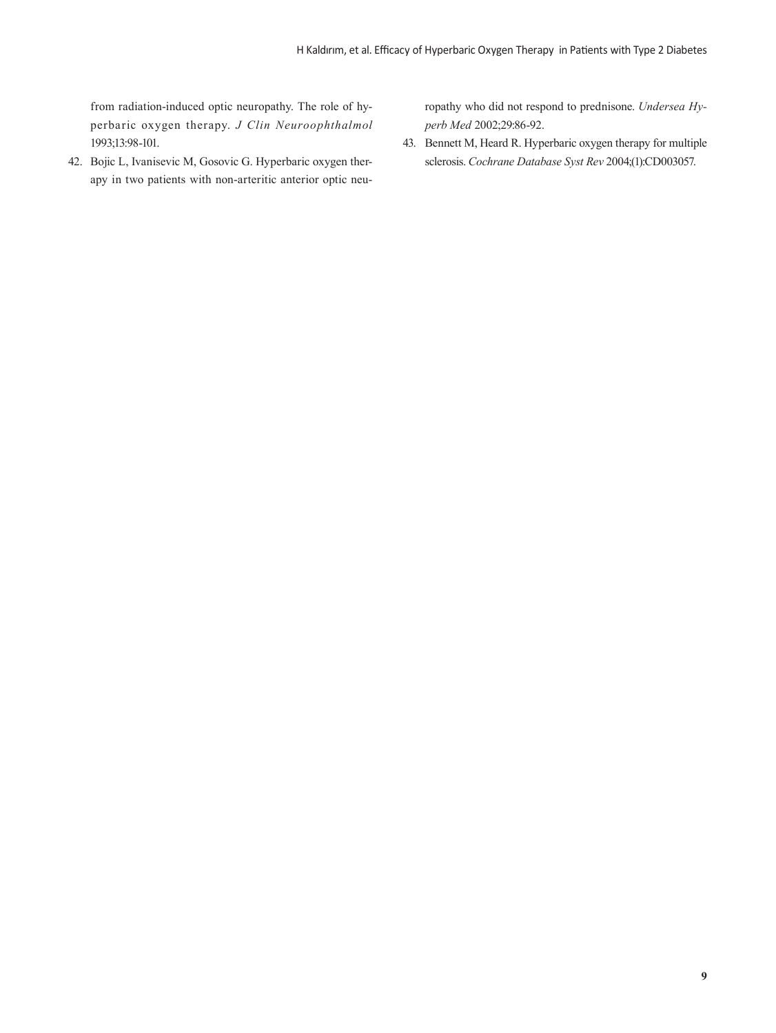from radiation-induced optic neuropathy. The role of hyperbaric oxygen therapy. *J Clin Neuroophthalmol* 1993;13:98-101.

42. Bojic L, Ivanisevic M, Gosovic G. Hyperbaric oxygen therapy in two patients with non-arteritic anterior optic neuropathy who did not respond to prednisone. *Undersea Hyperb Med* 2002;29:86-92.
43. Bennett M, Heard R. Hyperbaric oxygen therapy for multiple sclerosis. *Cochrane Database Syst Rev* 2004;(1):CD003057.